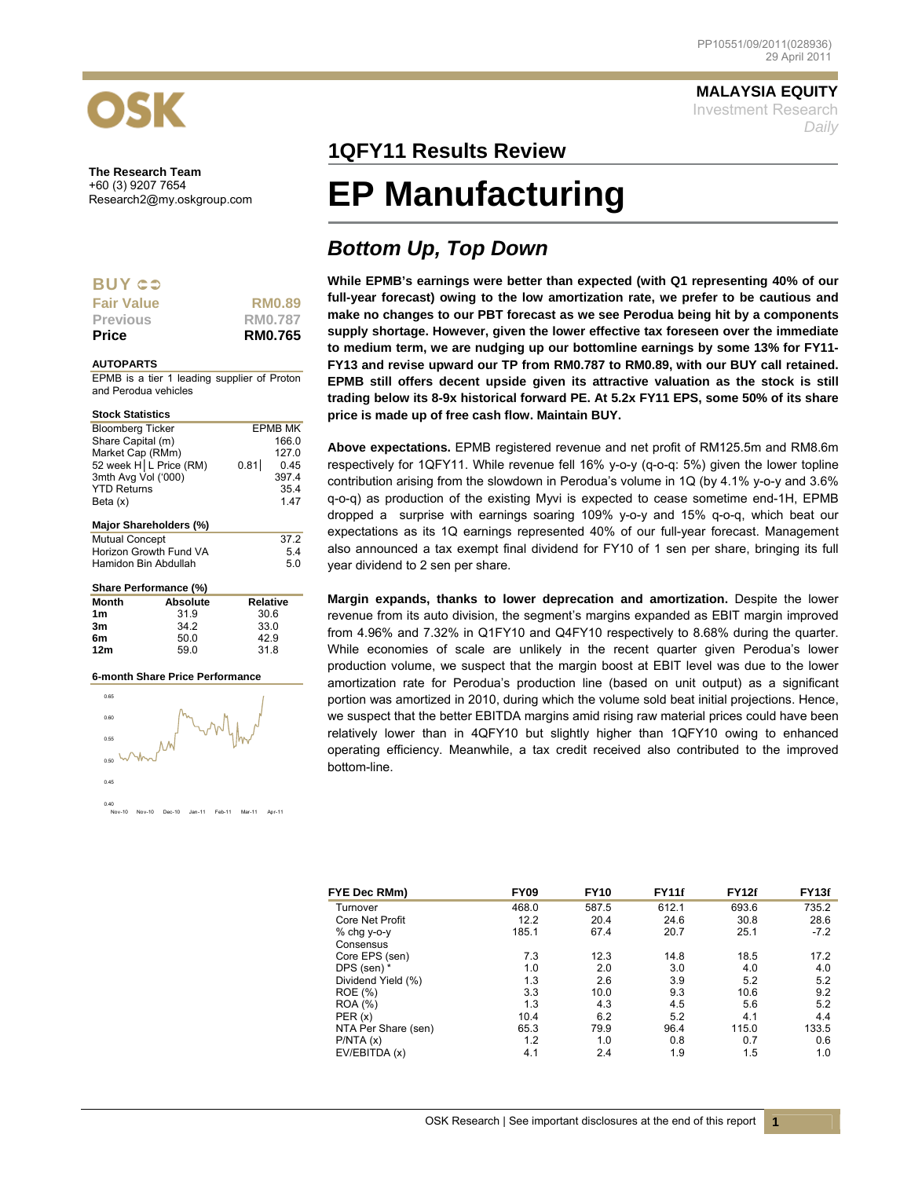PP10551/09/2011(028936)
29 April 2011

**MALAYSIA EQUITY**
Investment Research
*Daily*

OSK

**The Research Team**
+60 (3) 9207 7654
Research2@my.oskgroup.com

## 1QFY11 Results Review

# EP Manufacturing

## *Bottom Up, Top Down*

| **BUY** | |
|---|---|
| Fair Value | RM0.89 |
| Previous | RM0.787 |
| **Price** | **RM0.765** |

**AUTOPARTS**

EPMB is a tier 1 leading supplier of Proton and Perodua vehicles

**Stock Statistics**

| | |
|---|---|
| Bloomberg Ticker | EPMB MK |
| Share Capital (m) | 166.0 |
| Market Cap (RMm) | 127.0 |
| 52 week H│L Price (RM) | 0.81│ 0.45 |
| 3mth Avg Vol ('000) | 397.4 |
| YTD Returns | 35.4 |
| Beta (x) | 1.47 |

**Major Shareholders (%)**

| | |
|---|---|
| Mutual Concept | 37.2 |
| Horizon Growth Fund VA | 5.4 |
| Hamidon Bin Abdullah | 5.0 |

**Share Performance (%)**

| Month | Absolute | Relative |
|---|---|---|
| 1m | 31.9 | 30.6 |
| 3m | 34.2 | 33.0 |
| 6m | 50.0 | 42.9 |
| 12m | 59.0 | 31.8 |

**6-month Share Price Performance**

**While EPMB's earnings were better than expected (with Q1 representing 40% of our full-year forecast) owing to the low amortization rate, we prefer to be cautious and make no changes to our PBT forecast as we see Perodua being hit by a components supply shortage. However, given the lower effective tax foreseen over the immediate to medium term, we are nudging up our bottomline earnings by some 13% for FY11-FY13 and revise upward our TP from RM0.787 to RM0.89, with our BUY call retained. EPMB still offers decent upside given its attractive valuation as the stock is still trading below its 8-9x historical forward PE. At 5.2x FY11 EPS, some 50% of its share price is made up of free cash flow. Maintain BUY.**

**Above expectations.** EPMB registered revenue and net profit of RM125.5m and RM8.6m respectively for 1QFY11. While revenue fell 16% y-o-y (q-o-q: 5%) given the lower topline contribution arising from the slowdown in Perodua's volume in 1Q (by 4.1% y-o-y and 3.6% q-o-q) as production of the existing Myvi is expected to cease sometime end-1H, EPMB dropped a surprise with earnings soaring 109% y-o-y and 15% q-o-q, which beat our expectations as its 1Q earnings represented 40% of our full-year forecast. Management also announced a tax exempt final dividend for FY10 of 1 sen per share, bringing its full year dividend to 2 sen per share.

**Margin expands, thanks to lower deprecation and amortization.** Despite the lower revenue from its auto division, the segment's margins expanded as EBIT margin improved from 4.96% and 7.32% in Q1FY10 and Q4FY10 respectively to 8.68% during the quarter. While economies of scale are unlikely in the recent quarter given Perodua's lower production volume, we suspect that the margin boost at EBIT level was due to the lower amortization rate for Perodua's production line (based on unit output) as a significant portion was amortized in 2010, during which the volume sold beat initial projections. Hence, we suspect that the better EBITDA margins amid rising raw material prices could have been relatively lower than in 4QFY10 but slightly higher than 1QFY10 owing to enhanced operating efficiency. Meanwhile, a tax credit received also contributed to the improved bottom-line.

| FYE Dec RMm) | FY09 | FY10 | FY11f | FY12f | FY13f |
|---|---|---|---|---|---|
| Turnover | 468.0 | 587.5 | 612.1 | 693.6 | 735.2 |
| Core Net Profit | 12.2 | 20.4 | 24.6 | 30.8 | 28.6 |
| % chg y-o-y | 185.1 | 67.4 | 20.7 | 25.1 | -7.2 |
| Consensus | | | | | |
| Core EPS (sen) | 7.3 | 12.3 | 14.8 | 18.5 | 17.2 |
| DPS (sen) * | 1.0 | 2.0 | 3.0 | 4.0 | 4.0 |
| Dividend Yield (%) | 1.3 | 2.6 | 3.9 | 5.2 | 5.2 |
| ROE (%) | 3.3 | 10.0 | 9.3 | 10.6 | 9.2 |
| ROA (%) | 1.3 | 4.3 | 4.5 | 5.6 | 5.2 |
| PER (x) | 10.4 | 6.2 | 5.2 | 4.1 | 4.4 |
| NTA Per Share (sen) | 65.3 | 79.9 | 96.4 | 115.0 | 133.5 |
| P/NTA (x) | 1.2 | 1.0 | 0.8 | 0.7 | 0.6 |
| EV/EBITDA (x) | 4.1 | 2.4 | 1.9 | 1.5 | 1.0 |

OSK Research | See important disclosures at the end of this report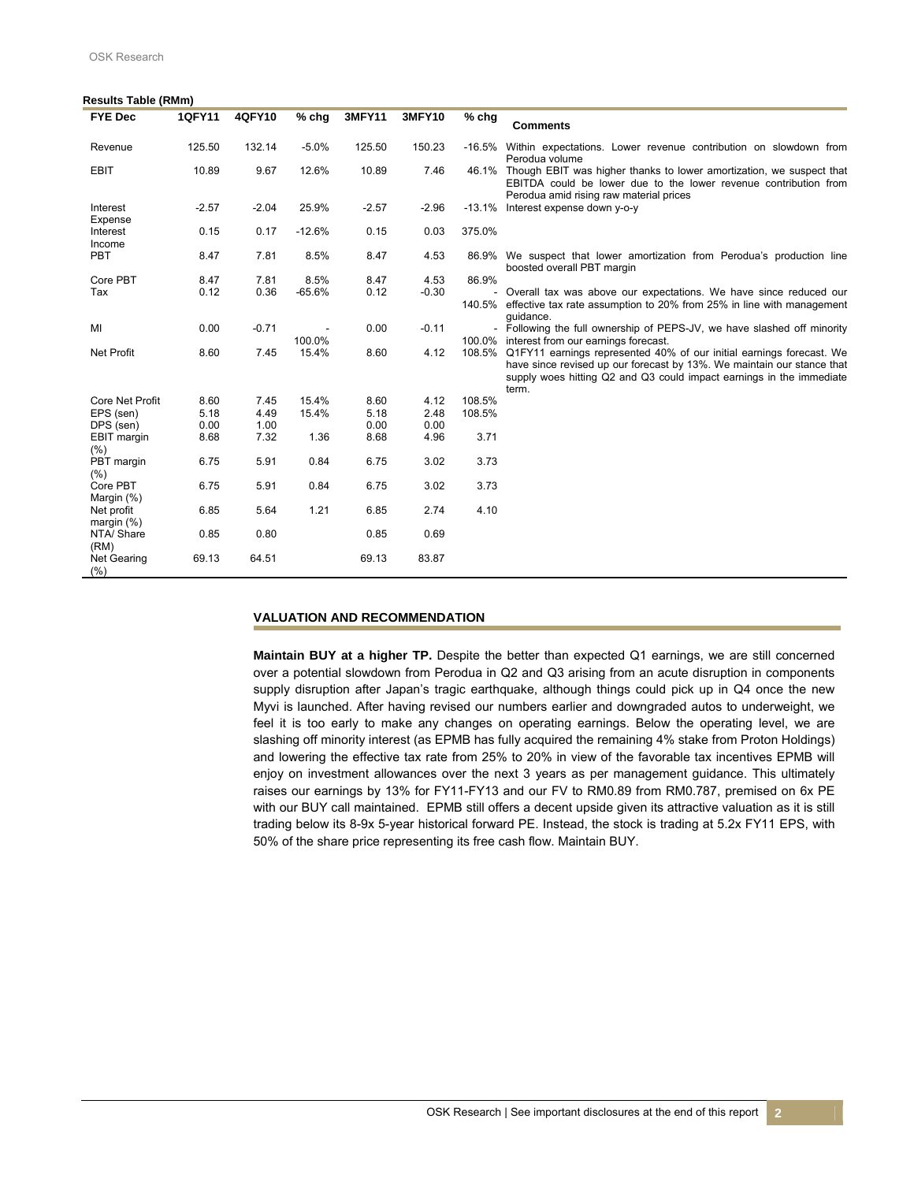**Results Table (RMm)**

| FYE Dec | 1QFY11 | 4QFY10 | % chg | 3MFY11 | 3MFY10 | % chg | Comments |
|---|---|---|---|---|---|---|---|
| Revenue | 125.50 | 132.14 | -5.0% | 125.50 | 150.23 | -16.5% | Within expectations. Lower revenue contribution on slowdown from Perodua volume |
| EBIT | 10.89 | 9.67 | 12.6% | 10.89 | 7.46 | 46.1% | Though EBIT was higher thanks to lower amortization, we suspect that EBITDA could be lower due to the lower revenue contribution from Perodua amid rising raw material prices |
| Interest Expense | -2.57 | -2.04 | 25.9% | -2.57 | -2.96 | -13.1% | Interest expense down y-o-y |
| Interest Income | 0.15 | 0.17 | -12.6% | 0.15 | 0.03 | 375.0% | |
| PBT | 8.47 | 7.81 | 8.5% | 8.47 | 4.53 | 86.9% | We suspect that lower amortization from Perodua's production line boosted overall PBT margin |
| Core PBT | 8.47 | 7.81 | 8.5% | 8.47 | 4.53 | 86.9% | |
| Tax | 0.12 | 0.36 | -65.6% | 0.12 | -0.30 | -140.5% | Overall tax was above our expectations. We have since reduced our effective tax rate assumption to 20% from 25% in line with management guidance. |
| MI | 0.00 | -0.71 | -100.0% | 0.00 | -0.11 | -100.0% | Following the full ownership of PEPS-JV, we have slashed off minority interest from our earnings forecast. |
| Net Profit | 8.60 | 7.45 | 15.4% | 8.60 | 4.12 | 108.5% | Q1FY11 earnings represented 40% of our initial earnings forecast. We have since revised up our forecast by 13%. We maintain our stance that supply woes hitting Q2 and Q3 could impact earnings in the immediate term. |
| Core Net Profit | 8.60 | 7.45 | 15.4% | 8.60 | 4.12 | 108.5% | |
| EPS (sen) | 5.18 | 4.49 | 15.4% | 5.18 | 2.48 | 108.5% | |
| DPS (sen) | 0.00 | 1.00 | | 0.00 | 0.00 | | |
| EBIT margin (%) | 8.68 | 7.32 | 1.36 | 8.68 | 4.96 | 3.71 | |
| PBT margin (%) | 6.75 | 5.91 | 0.84 | 6.75 | 3.02 | 3.73 | |
| Core PBT Margin (%) | 6.75 | 5.91 | 0.84 | 6.75 | 3.02 | 3.73 | |
| Net profit margin (%) | 6.85 | 5.64 | 1.21 | 6.85 | 2.74 | 4.10 | |
| NTA/ Share (RM) | 0.85 | 0.80 | | 0.85 | 0.69 | | |
| Net Gearing (%) | 69.13 | 64.51 | | 69.13 | 83.87 | | |

## VALUATION AND RECOMMENDATION

**Maintain BUY at a higher TP.** Despite the better than expected Q1 earnings, we are still concerned over a potential slowdown from Perodua in Q2 and Q3 arising from an acute disruption in components supply disruption after Japan's tragic earthquake, although things could pick up in Q4 once the new Myvi is launched. After having revised our numbers earlier and downgraded autos to underweight, we feel it is too early to make any changes on operating earnings. Below the operating level, we are slashing off minority interest (as EPMB has fully acquired the remaining 4% stake from Proton Holdings) and lowering the effective tax rate from 25% to 20% in view of the favorable tax incentives EPMB will enjoy on investment allowances over the next 3 years as per management guidance. This ultimately raises our earnings by 13% for FY11-FY13 and our FV to RM0.89 from RM0.787, premised on 6x PE with our BUY call maintained. EPMB still offers a decent upside given its attractive valuation as it is still trading below its 8-9x 5-year historical forward PE. Instead, the stock is trading at 5.2x FY11 EPS, with 50% of the share price representing its free cash flow. Maintain BUY.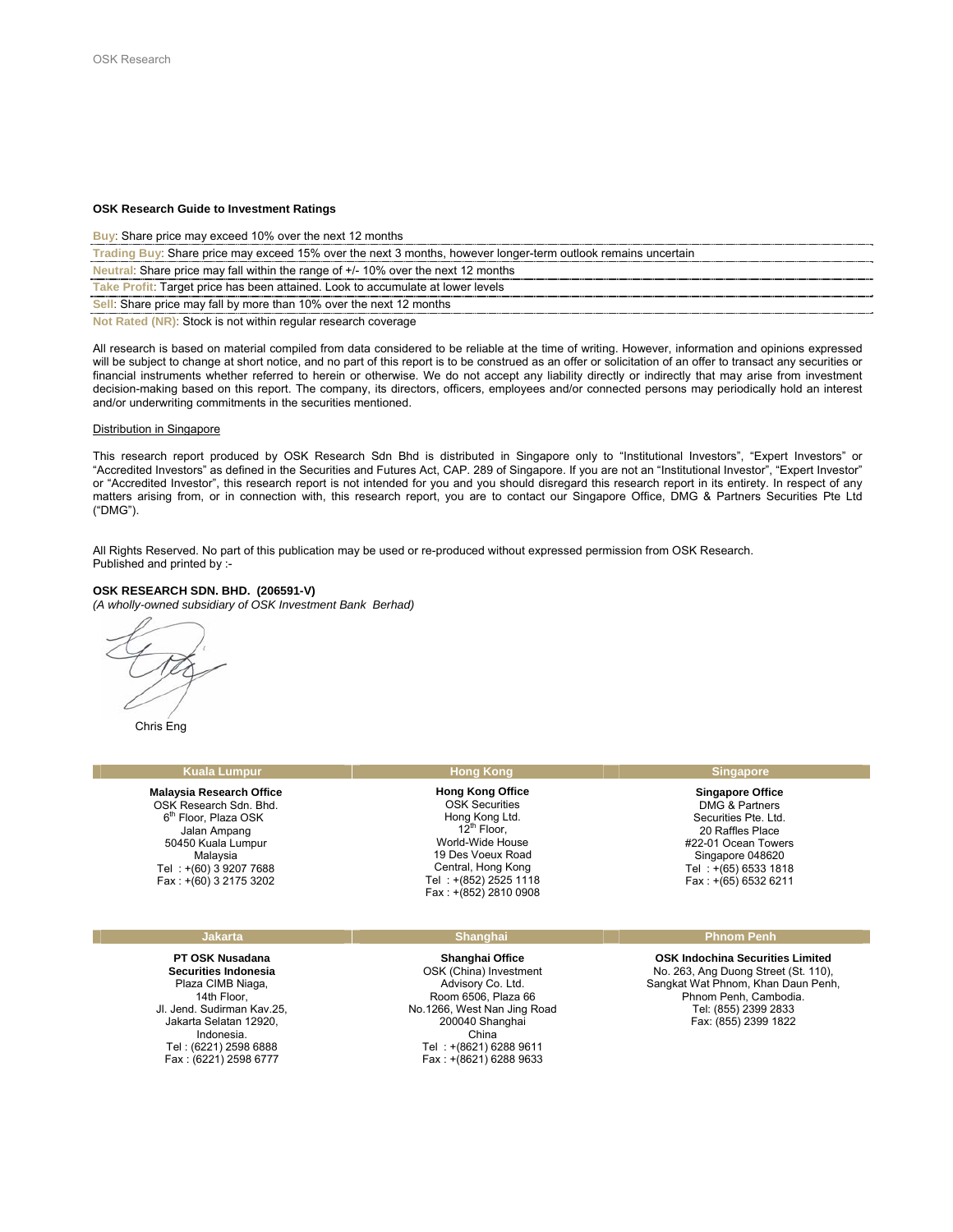**OSK Research Guide to Investment Ratings**

**Buy**: Share price may exceed 10% over the next 12 months

**Trading Buy**: Share price may exceed 15% over the next 3 months, however longer-term outlook remains uncertain

**Neutral**: Share price may fall within the range of +/- 10% over the next 12 months

**Take Profit**: Target price has been attained. Look to accumulate at lower levels

**Sell**: Share price may fall by more than 10% over the next 12 months

**Not Rated (NR)**: Stock is not within regular research coverage

All research is based on material compiled from data considered to be reliable at the time of writing. However, information and opinions expressed will be subject to change at short notice, and no part of this report is to be construed as an offer or solicitation of an offer to transact any securities or financial instruments whether referred to herein or otherwise. We do not accept any liability directly or indirectly that may arise from investment decision-making based on this report. The company, its directors, officers, employees and/or connected persons may periodically hold an interest and/or underwriting commitments in the securities mentioned.

Distribution in Singapore

This research report produced by OSK Research Sdn Bhd is distributed in Singapore only to "Institutional Investors", "Expert Investors" or "Accredited Investors" as defined in the Securities and Futures Act, CAP. 289 of Singapore. If you are not an "Institutional Investor", "Expert Investor" or "Accredited Investor", this research report is not intended for you and you should disregard this research report in its entirety. In respect of any matters arising from, or in connection with, this research report, you are to contact our Singapore Office, DMG & Partners Securities Pte Ltd ("DMG").

All Rights Reserved. No part of this publication may be used or re-produced without expressed permission from OSK Research.
Published and printed by :-

**OSK RESEARCH SDN. BHD. (206591-V)**
*(A wholly-owned subsidiary of OSK Investment Bank Berhad)*

Chris Eng

| Kuala Lumpur | Hong Kong | Singapore |
|---|---|---|
| **Malaysia Research Office**<br>OSK Research Sdn. Bhd.<br>6th Floor, Plaza OSK<br>Jalan Ampang<br>50450 Kuala Lumpur<br>Malaysia<br>Tel : +(60) 3 9207 7688<br>Fax : +(60) 3 2175 3202 | **Hong Kong Office**<br>OSK Securities<br>Hong Kong Ltd.<br>12th Floor,<br>World-Wide House<br>19 Des Voeux Road<br>Central, Hong Kong<br>Tel : +(852) 2525 1118<br>Fax : +(852) 2810 0908 | **Singapore Office**<br>DMG & Partners<br>Securities Pte. Ltd.<br>20 Raffles Place<br>#22-01 Ocean Towers<br>Singapore 048620<br>Tel : +(65) 6533 1818<br>Fax : +(65) 6532 6211 |

| Jakarta | Shanghai | Phnom Penh |
|---|---|---|
| **PT OSK Nusadana Securities Indonesia**<br>Plaza CIMB Niaga,<br>14th Floor,<br>Jl. Jend. Sudirman Kav.25,<br>Jakarta Selatan 12920,<br>Indonesia.<br>Tel : (6221) 2598 6888<br>Fax : (6221) 2598 6777 | **Shanghai Office**<br>OSK (China) Investment<br>Advisory Co. Ltd.<br>Room 6506, Plaza 66<br>No.1266, West Nan Jing Road<br>200040 Shanghai<br>China<br>Tel : +(8621) 6288 9611<br>Fax : +(8621) 6288 9633 | **OSK Indochina Securities Limited**<br>No. 263, Ang Duong Street (St. 110),<br>Sangkat Wat Phnom, Khan Daun Penh,<br>Phnom Penh, Cambodia.<br>Tel: (855) 2399 2833<br>Fax: (855) 2399 1822 |